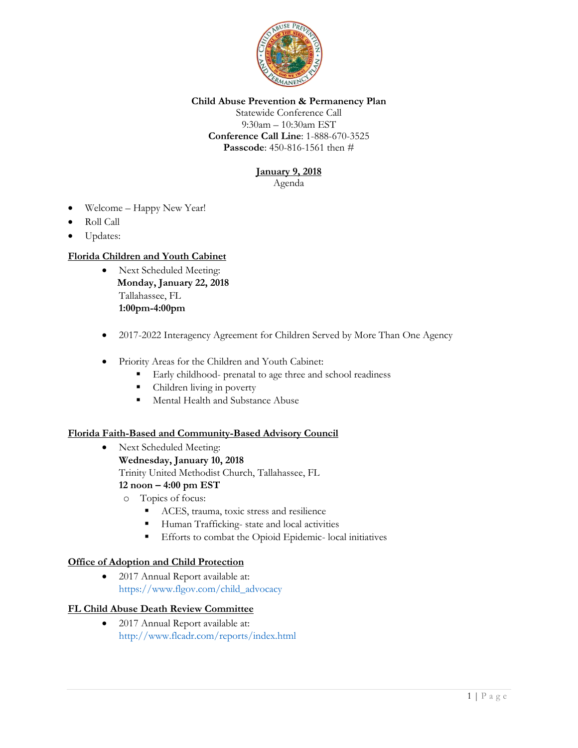**Child Abuse Prevention & Permanency Plan**
Statewide Conference Call
9:30am – 10:30am EST
**Conference Call Line**: 1-888-670-3525
**Passcode**: 450-816-1561 then #

**January 9, 2018**
Agenda

- Welcome – Happy New Year!
- Roll Call
- Updates:

## Florida Children and Youth Cabinet

- Next Scheduled Meeting:
  **Monday, January 22, 2018**
  Tallahassee, FL
  **1:00pm-4:00pm**

- 2017-2022 Interagency Agreement for Children Served by More Than One Agency

- Priority Areas for the Children and Youth Cabinet:
  - Early childhood- prenatal to age three and school readiness
  - Children living in poverty
  - Mental Health and Substance Abuse

## Florida Faith-Based and Community-Based Advisory Council

- Next Scheduled Meeting:
  **Wednesday, January 10, 2018**
  Trinity United Methodist Church, Tallahassee, FL
  **12 noon – 4:00 pm EST**
  - Topics of focus:
    - ACES, trauma, toxic stress and resilience
    - Human Trafficking- state and local activities
    - Efforts to combat the Opioid Epidemic- local initiatives

## Office of Adoption and Child Protection

- 2017 Annual Report available at:
  https://www.flgov.com/child_advocacy

## FL Child Abuse Death Review Committee

- 2017 Annual Report available at:
  http://www.flcadr.com/reports/index.html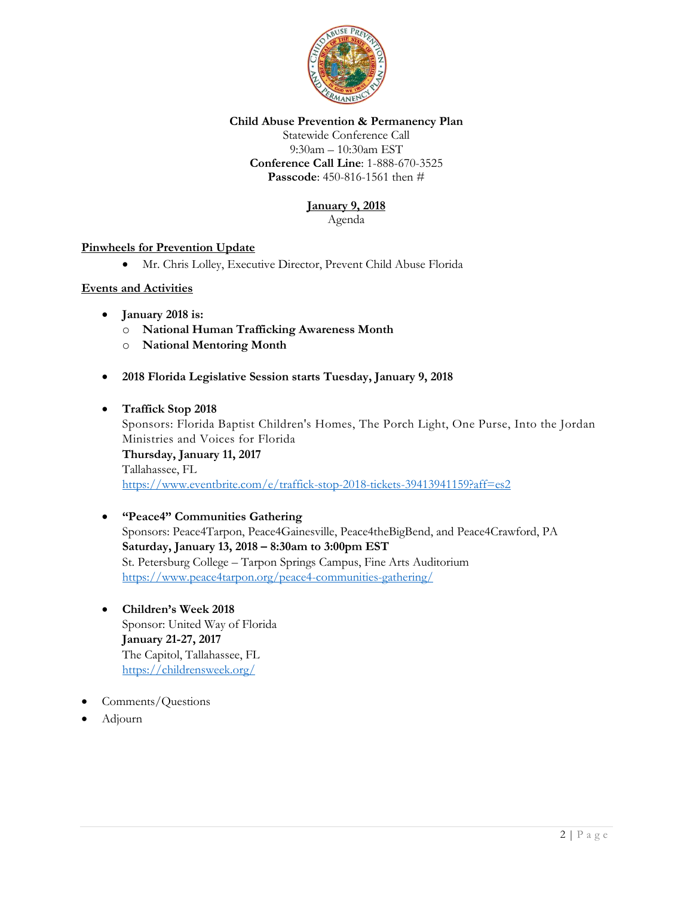**Child Abuse Prevention & Permanency Plan**
Statewide Conference Call
9:30am – 10:30am EST
**Conference Call Line**: 1-888-670-3525
**Passcode**: 450-816-1561 then #

**January 9, 2018**
Agenda

## Pinwheels for Prevention Update

- Mr. Chris Lolley, Executive Director, Prevent Child Abuse Florida

## Events and Activities

- **January 2018 is:**
  - **National Human Trafficking Awareness Month**
  - **National Mentoring Month**

- **2018 Florida Legislative Session starts Tuesday, January 9, 2018**

- **Traffick Stop 2018**
  Sponsors: Florida Baptist Children's Homes, The Porch Light, One Purse, Into the Jordan Ministries and Voices for Florida
  **Thursday, January 11, 2017**
  Tallahassee, FL
  https://www.eventbrite.com/e/traffick-stop-2018-tickets-39413941159?aff=es2

- **"Peace4" Communities Gathering**
  Sponsors: Peace4Tarpon, Peace4Gainesville, Peace4theBigBend, and Peace4Crawford, PA
  **Saturday, January 13, 2018 – 8:30am to 3:00pm EST**
  St. Petersburg College – Tarpon Springs Campus, Fine Arts Auditorium
  https://www.peace4tarpon.org/peace4-communities-gathering/

- **Children's Week 2018**
  Sponsor: United Way of Florida
  **January 21-27, 2017**
  The Capitol, Tallahassee, FL
  https://childrensweek.org/

- Comments/Questions
- Adjourn